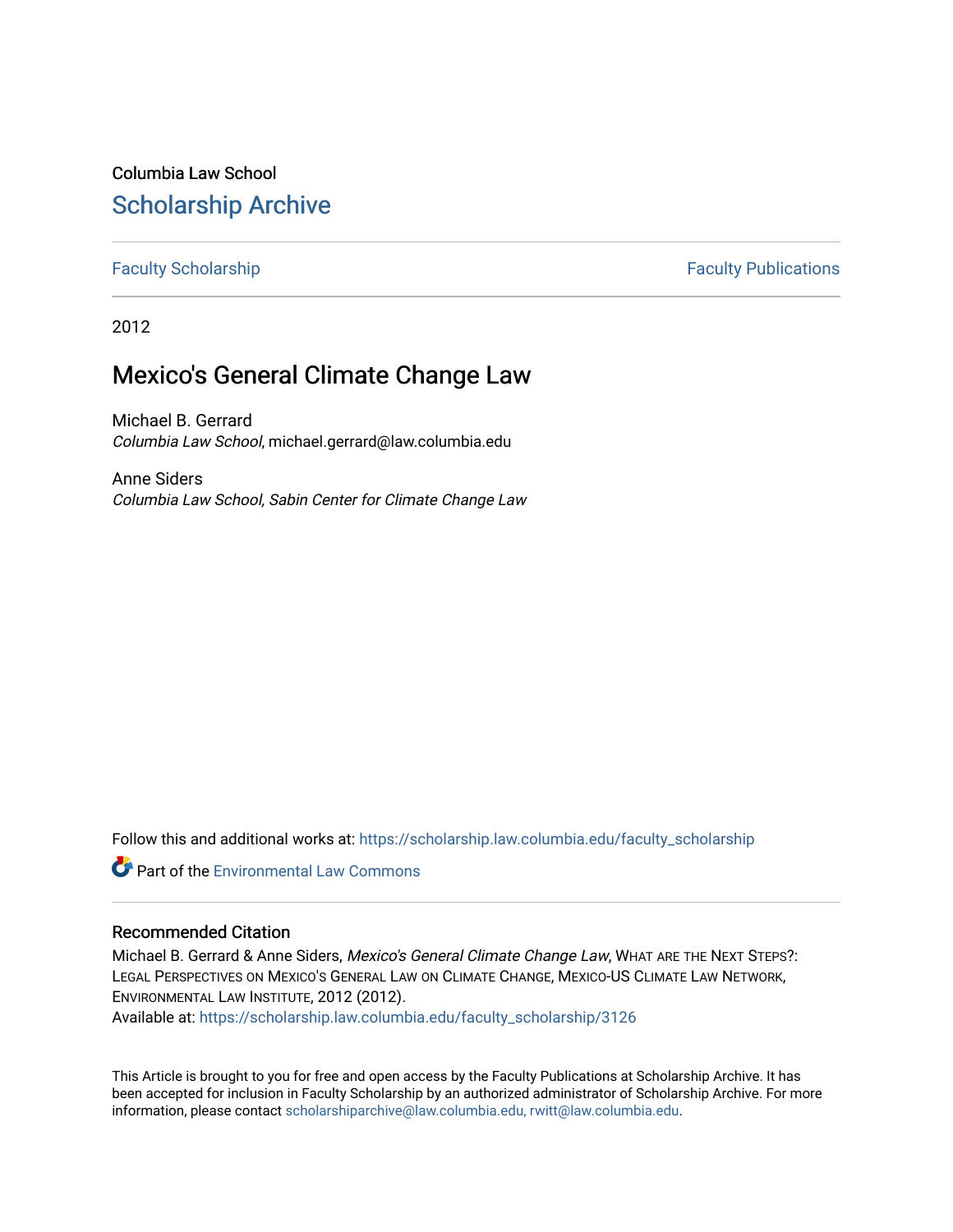Columbia Law School

# Scholarship Archive

Faculty Scholarship | Faculty Publications

2012

## Mexico's General Climate Change Law

Michael B. Gerrard
*Columbia Law School*, michael.gerrard@law.columbia.edu

Anne Siders
*Columbia Law School, Sabin Center for Climate Change Law*

Follow this and additional works at: https://scholarship.law.columbia.edu/faculty_scholarship

Part of the Environmental Law Commons

### Recommended Citation

Michael B. Gerrard & Anne Siders, *Mexico's General Climate Change Law*, WHAT ARE THE NEXT STEPS?: LEGAL PERSPECTIVES ON MEXICO'S GENERAL LAW ON CLIMATE CHANGE, MEXICO-US CLIMATE LAW NETWORK, ENVIRONMENTAL LAW INSTITUTE, 2012 (2012).
Available at: https://scholarship.law.columbia.edu/faculty_scholarship/3126

This Article is brought to you for free and open access by the Faculty Publications at Scholarship Archive. It has been accepted for inclusion in Faculty Scholarship by an authorized administrator of Scholarship Archive. For more information, please contact scholarshiparchive@law.columbia.edu, rwitt@law.columbia.edu.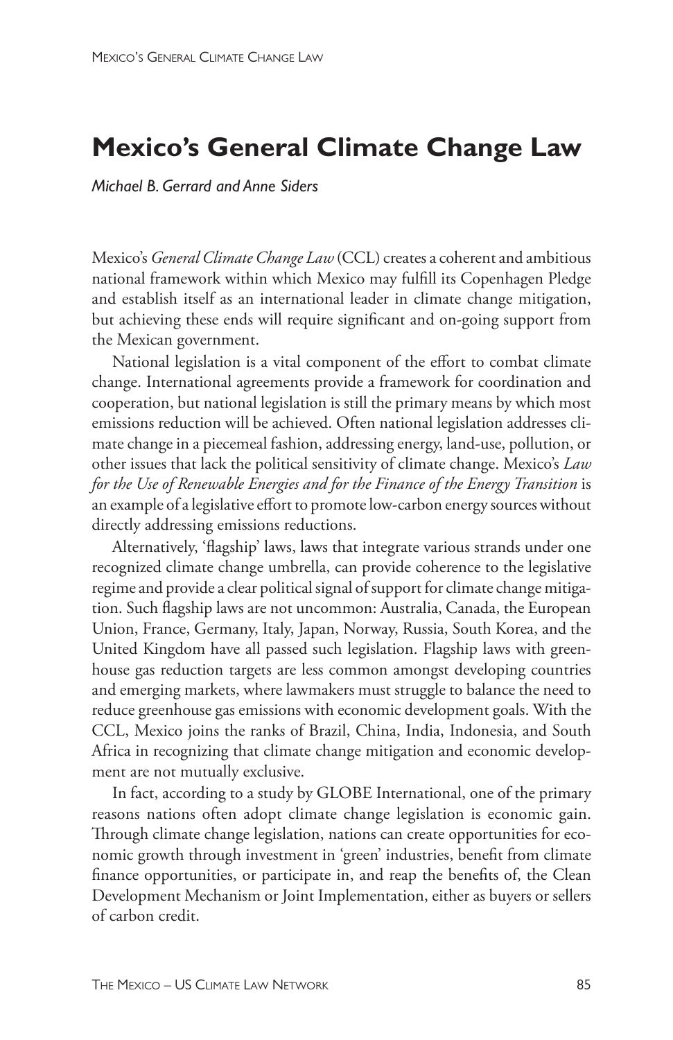# Mexico's General Climate Change Law

*Michael B. Gerrard and Anne Siders*

Mexico's *General Climate Change Law* (CCL) creates a coherent and ambitious national framework within which Mexico may fulfill its Copenhagen Pledge and establish itself as an international leader in climate change mitigation, but achieving these ends will require significant and on-going support from the Mexican government.

National legislation is a vital component of the effort to combat climate change. International agreements provide a framework for coordination and cooperation, but national legislation is still the primary means by which most emissions reduction will be achieved. Often national legislation addresses climate change in a piecemeal fashion, addressing energy, land-use, pollution, or other issues that lack the political sensitivity of climate change. Mexico's *Law for the Use of Renewable Energies and for the Finance of the Energy Transition* is an example of a legislative effort to promote low-carbon energy sources without directly addressing emissions reductions.

Alternatively, 'flagship' laws, laws that integrate various strands under one recognized climate change umbrella, can provide coherence to the legislative regime and provide a clear political signal of support for climate change mitigation. Such flagship laws are not uncommon: Australia, Canada, the European Union, France, Germany, Italy, Japan, Norway, Russia, South Korea, and the United Kingdom have all passed such legislation. Flagship laws with greenhouse gas reduction targets are less common amongst developing countries and emerging markets, where lawmakers must struggle to balance the need to reduce greenhouse gas emissions with economic development goals. With the CCL, Mexico joins the ranks of Brazil, China, India, Indonesia, and South Africa in recognizing that climate change mitigation and economic development are not mutually exclusive.

In fact, according to a study by GLOBE International, one of the primary reasons nations often adopt climate change legislation is economic gain. Through climate change legislation, nations can create opportunities for economic growth through investment in 'green' industries, benefit from climate finance opportunities, or participate in, and reap the benefits of, the Clean Development Mechanism or Joint Implementation, either as buyers or sellers of carbon credit.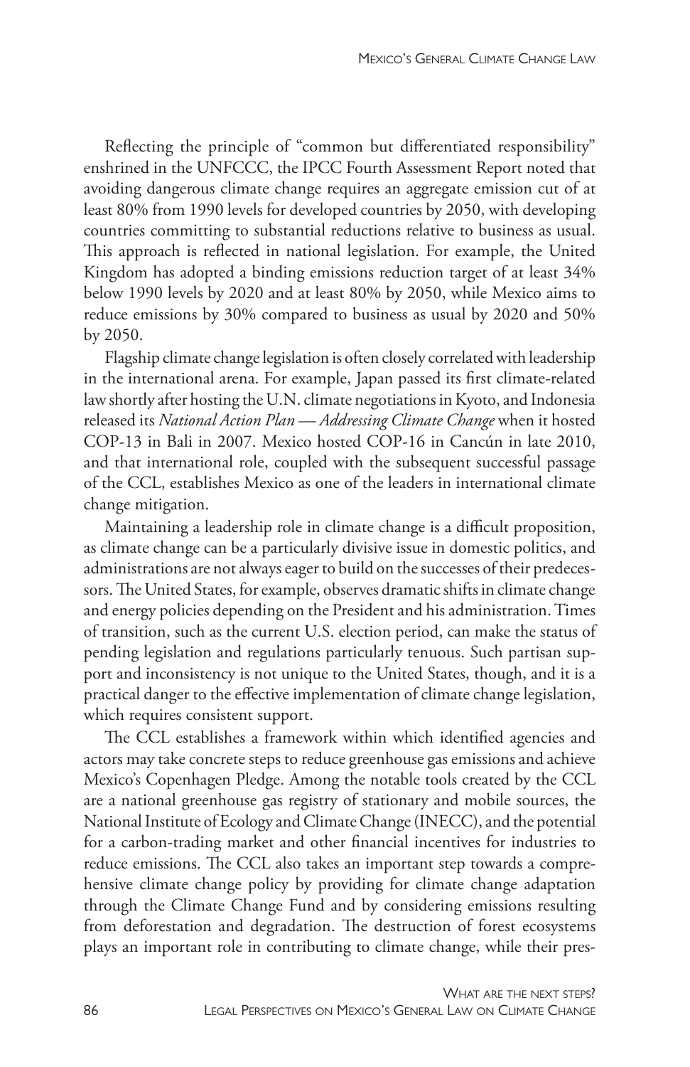Reflecting the principle of "common but differentiated responsibility" enshrined in the UNFCCC, the IPCC Fourth Assessment Report noted that avoiding dangerous climate change requires an aggregate emission cut of at least 80% from 1990 levels for developed countries by 2050, with developing countries committing to substantial reductions relative to business as usual. This approach is reflected in national legislation. For example, the United Kingdom has adopted a binding emissions reduction target of at least 34% below 1990 levels by 2020 and at least 80% by 2050, while Mexico aims to reduce emissions by 30% compared to business as usual by 2020 and 50% by 2050.

Flagship climate change legislation is often closely correlated with leadership in the international arena. For example, Japan passed its first climate-related law shortly after hosting the U.N. climate negotiations in Kyoto, and Indonesia released its *National Action Plan — Addressing Climate Change* when it hosted COP-13 in Bali in 2007. Mexico hosted COP-16 in Cancún in late 2010, and that international role, coupled with the subsequent successful passage of the CCL, establishes Mexico as one of the leaders in international climate change mitigation.

Maintaining a leadership role in climate change is a difficult proposition, as climate change can be a particularly divisive issue in domestic politics, and administrations are not always eager to build on the successes of their predecessors. The United States, for example, observes dramatic shifts in climate change and energy policies depending on the President and his administration. Times of transition, such as the current U.S. election period, can make the status of pending legislation and regulations particularly tenuous. Such partisan support and inconsistency is not unique to the United States, though, and it is a practical danger to the effective implementation of climate change legislation, which requires consistent support.

The CCL establishes a framework within which identified agencies and actors may take concrete steps to reduce greenhouse gas emissions and achieve Mexico's Copenhagen Pledge. Among the notable tools created by the CCL are a national greenhouse gas registry of stationary and mobile sources, the National Institute of Ecology and Climate Change (INECC), and the potential for a carbon-trading market and other financial incentives for industries to reduce emissions. The CCL also takes an important step towards a comprehensive climate change policy by providing for climate change adaptation through the Climate Change Fund and by considering emissions resulting from deforestation and degradation. The destruction of forest ecosystems plays an important role in contributing to climate change, while their pres-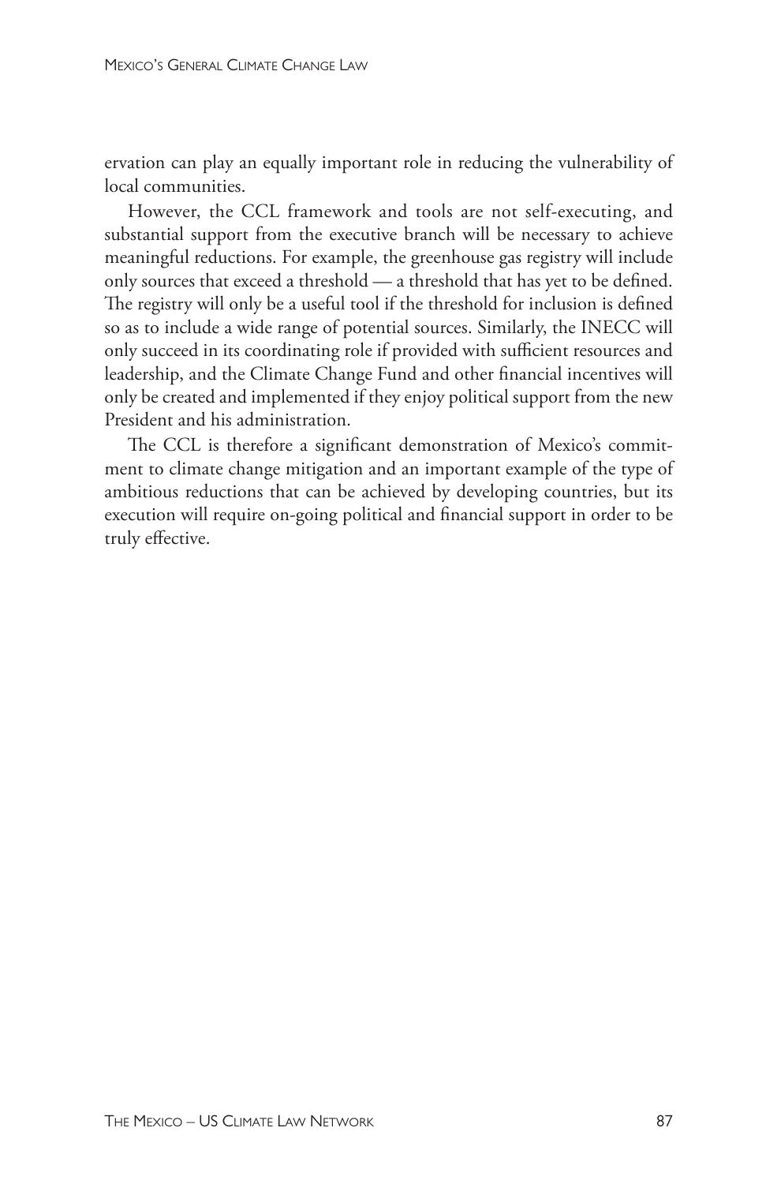ervation can play an equally important role in reducing the vulnerability of local communities.

However, the CCL framework and tools are not self-executing, and substantial support from the executive branch will be necessary to achieve meaningful reductions. For example, the greenhouse gas registry will include only sources that exceed a threshold — a threshold that has yet to be defined. The registry will only be a useful tool if the threshold for inclusion is defined so as to include a wide range of potential sources. Similarly, the INECC will only succeed in its coordinating role if provided with sufficient resources and leadership, and the Climate Change Fund and other financial incentives will only be created and implemented if they enjoy political support from the new President and his administration.

The CCL is therefore a significant demonstration of Mexico's commitment to climate change mitigation and an important example of the type of ambitious reductions that can be achieved by developing countries, but its execution will require on-going political and financial support in order to be truly effective.